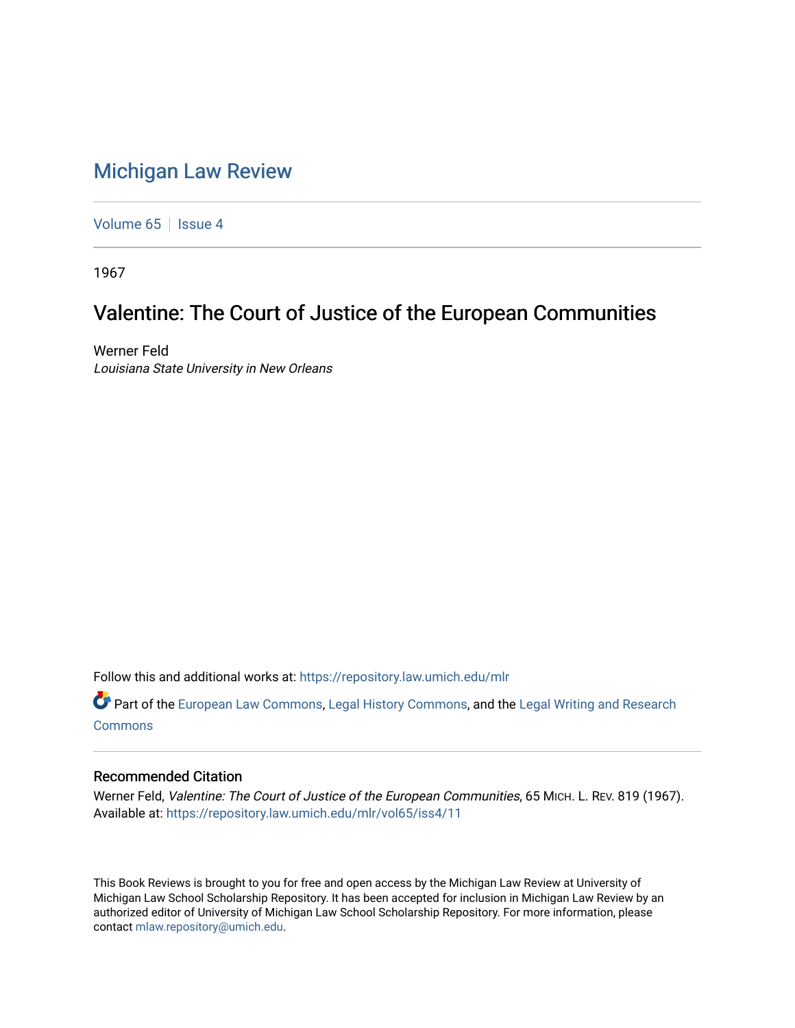# Michigan Law Review

Volume 65 | Issue 4

1967

## Valentine: The Court of Justice of the European Communities

Werner Feld
*Louisiana State University in New Orleans*

Follow this and additional works at: https://repository.law.umich.edu/mlr

Part of the European Law Commons, Legal History Commons, and the Legal Writing and Research Commons

### Recommended Citation

Werner Feld, *Valentine: The Court of Justice of the European Communities*, 65 MICH. L. REV. 819 (1967).
Available at: https://repository.law.umich.edu/mlr/vol65/iss4/11

This Book Reviews is brought to you for free and open access by the Michigan Law Review at University of Michigan Law School Scholarship Repository. It has been accepted for inclusion in Michigan Law Review by an authorized editor of University of Michigan Law School Scholarship Repository. For more information, please contact mlaw.repository@umich.edu.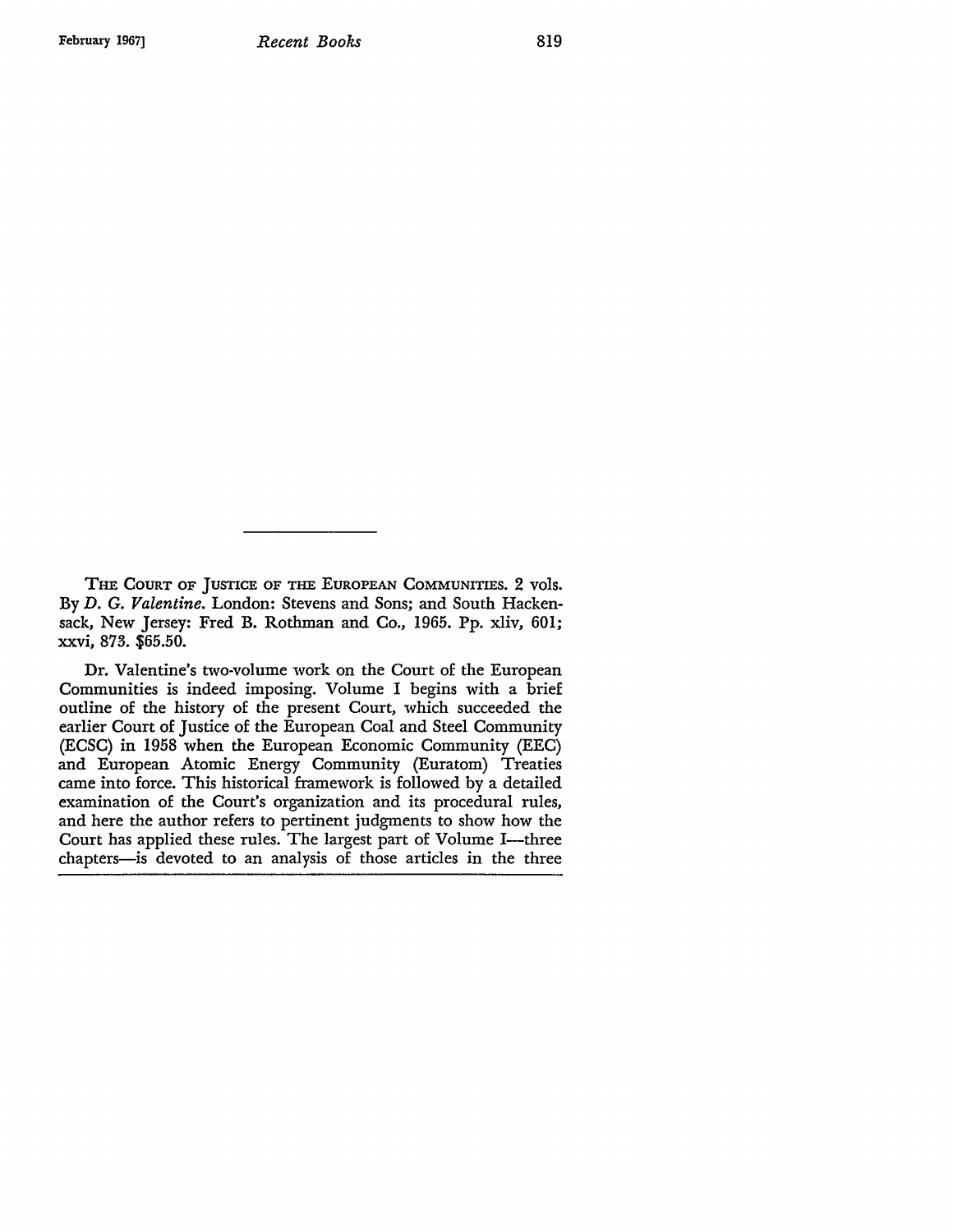---

THE COURT OF JUSTICE OF THE EUROPEAN COMMUNITIES. 2 vols. By *D. G. Valentine.* London: Stevens and Sons; and South Hackensack, New Jersey: Fred B. Rothman and Co., 1965. Pp. xliv, 601; xxvi, 873. $65.50.

Dr. Valentine's two-volume work on the Court of the European Communities is indeed imposing. Volume I begins with a brief outline of the history of the present Court, which succeeded the earlier Court of Justice of the European Coal and Steel Community (ECSC) in 1958 when the European Economic Community (EEC) and European Atomic Energy Community (Euratom) Treaties came into force. This historical framework is followed by a detailed examination of the Court's organization and its procedural rules, and here the author refers to pertinent judgments to show how the Court has applied these rules. The largest part of Volume I—three chapters—is devoted to an analysis of those articles in the three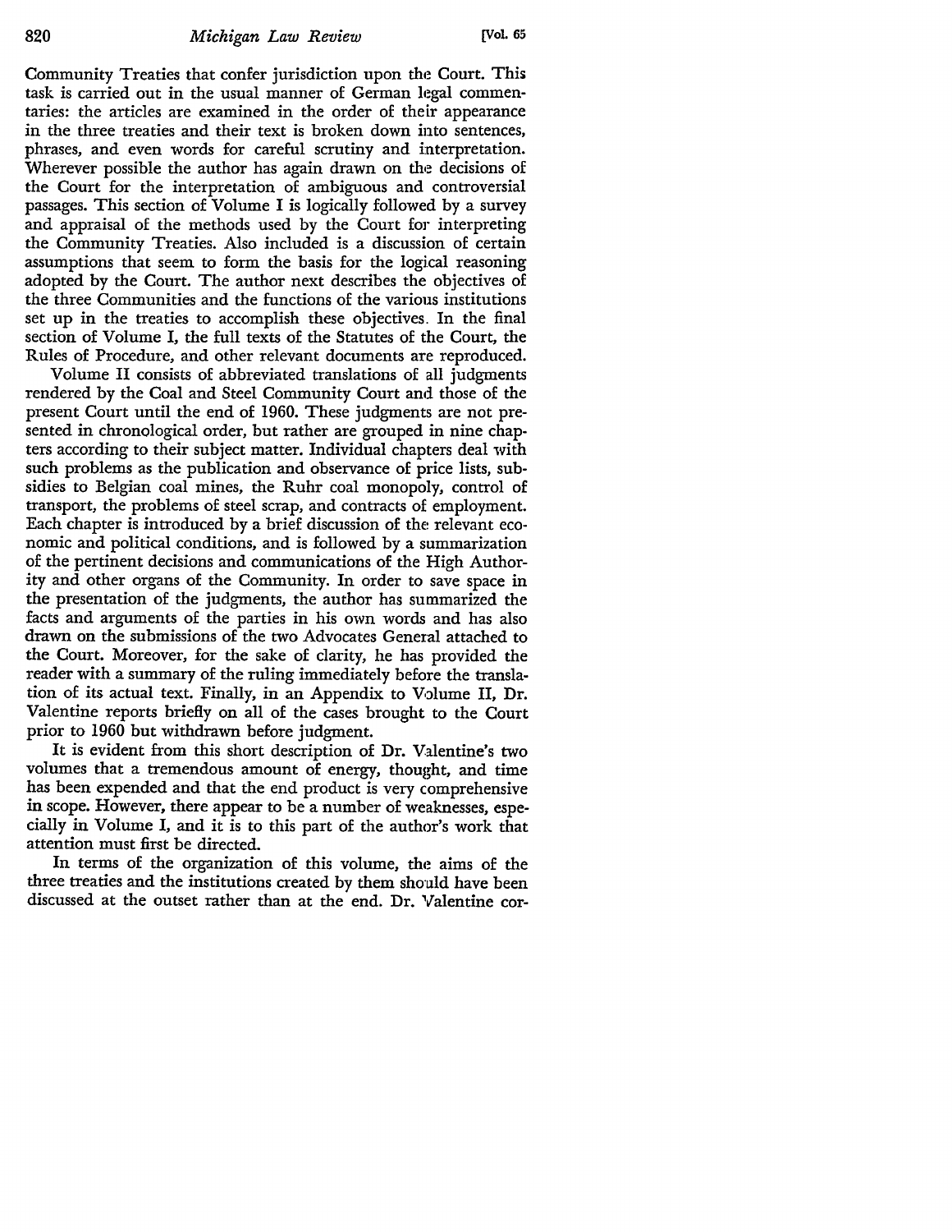Community Treaties that confer jurisdiction upon the Court. This task is carried out in the usual manner of German legal commentaries: the articles are examined in the order of their appearance in the three treaties and their text is broken down into sentences, phrases, and even words for careful scrutiny and interpretation. Wherever possible the author has again drawn on the decisions of the Court for the interpretation of ambiguous and controversial passages. This section of Volume I is logically followed by a survey and appraisal of the methods used by the Court for interpreting the Community Treaties. Also included is a discussion of certain assumptions that seem to form the basis for the logical reasoning adopted by the Court. The author next describes the objectives of the three Communities and the functions of the various institutions set up in the treaties to accomplish these objectives. In the final section of Volume I, the full texts of the Statutes of the Court, the Rules of Procedure, and other relevant documents are reproduced.

Volume II consists of abbreviated translations of all judgments rendered by the Coal and Steel Community Court and those of the present Court until the end of 1960. These judgments are not presented in chronological order, but rather are grouped in nine chapters according to their subject matter. Individual chapters deal with such problems as the publication and observance of price lists, subsidies to Belgian coal mines, the Ruhr coal monopoly, control of transport, the problems of steel scrap, and contracts of employment. Each chapter is introduced by a brief discussion of the relevant economic and political conditions, and is followed by a summarization of the pertinent decisions and communications of the High Authority and other organs of the Community. In order to save space in the presentation of the judgments, the author has summarized the facts and arguments of the parties in his own words and has also drawn on the submissions of the two Advocates General attached to the Court. Moreover, for the sake of clarity, he has provided the reader with a summary of the ruling immediately before the translation of its actual text. Finally, in an Appendix to Volume II, Dr. Valentine reports briefly on all of the cases brought to the Court prior to 1960 but withdrawn before judgment.

It is evident from this short description of Dr. Valentine's two volumes that a tremendous amount of energy, thought, and time has been expended and that the end product is very comprehensive in scope. However, there appear to be a number of weaknesses, especially in Volume I, and it is to this part of the author's work that attention must first be directed.

In terms of the organization of this volume, the aims of the three treaties and the institutions created by them should have been discussed at the outset rather than at the end. Dr. Valentine cor-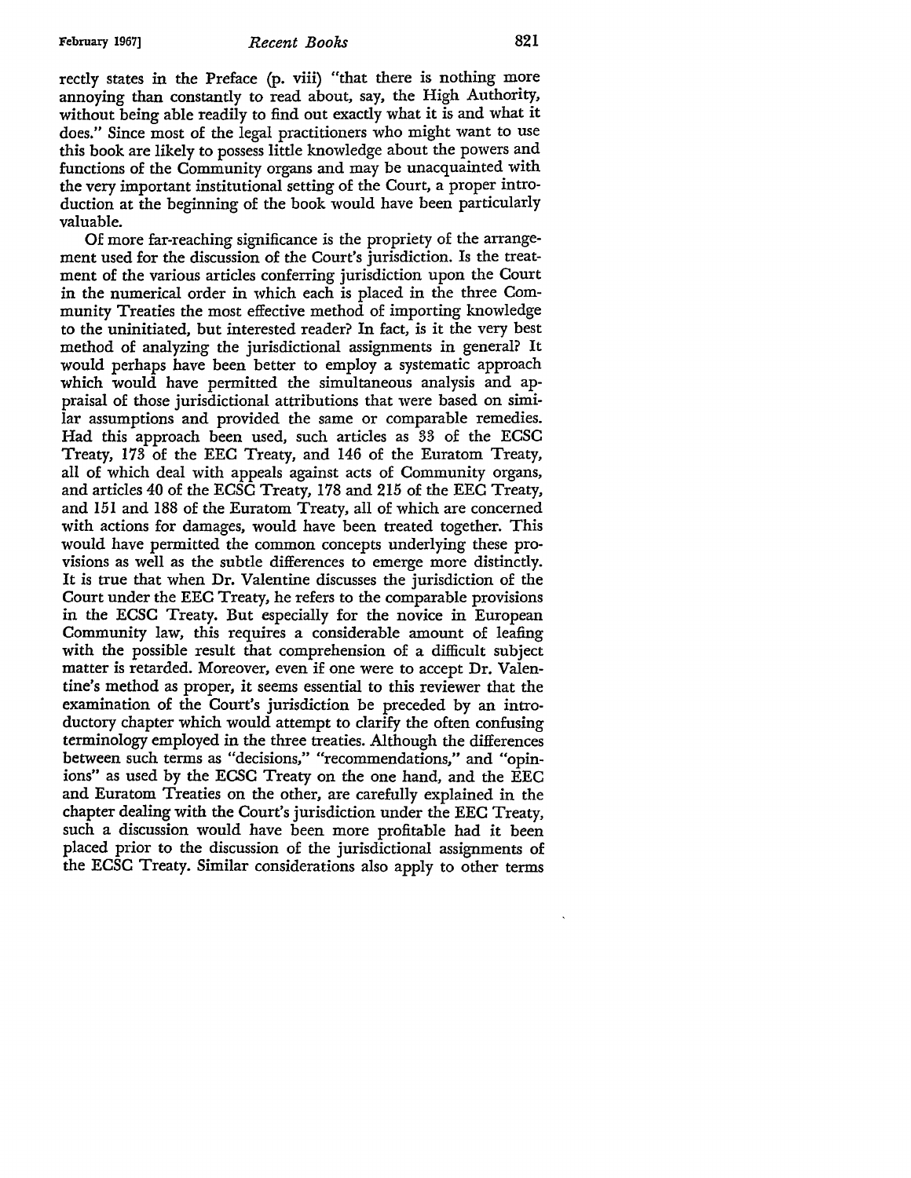rectly states in the Preface (p. viii) "that there is nothing more annoying than constantly to read about, say, the High Authority, without being able readily to find out exactly what it is and what it does." Since most of the legal practitioners who might want to use this book are likely to possess little knowledge about the powers and functions of the Community organs and may be unacquainted with the very important institutional setting of the Court, a proper introduction at the beginning of the book would have been particularly valuable.

Of more far-reaching significance is the propriety of the arrangement used for the discussion of the Court's jurisdiction. Is the treatment of the various articles conferring jurisdiction upon the Court in the numerical order in which each is placed in the three Community Treaties the most effective method of importing knowledge to the uninitiated, but interested reader? In fact, is it the very best method of analyzing the jurisdictional assignments in general? It would perhaps have been better to employ a systematic approach which would have permitted the simultaneous analysis and appraisal of those jurisdictional attributions that were based on similar assumptions and provided the same or comparable remedies. Had this approach been used, such articles as 33 of the ECSC Treaty, 173 of the EEC Treaty, and 146 of the Euratom Treaty, all of which deal with appeals against acts of Community organs, and articles 40 of the ECSC Treaty, 178 and 215 of the EEC Treaty, and 151 and 188 of the Euratom Treaty, all of which are concerned with actions for damages, would have been treated together. This would have permitted the common concepts underlying these provisions as well as the subtle differences to emerge more distinctly. It is true that when Dr. Valentine discusses the jurisdiction of the Court under the EEC Treaty, he refers to the comparable provisions in the ECSC Treaty. But especially for the novice in European Community law, this requires a considerable amount of leafing with the possible result that comprehension of a difficult subject matter is retarded. Moreover, even if one were to accept Dr. Valentine's method as proper, it seems essential to this reviewer that the examination of the Court's jurisdiction be preceded by an introductory chapter which would attempt to clarify the often confusing terminology employed in the three treaties. Although the differences between such terms as "decisions," "recommendations," and "opinions" as used by the ECSC Treaty on the one hand, and the EEC and Euratom Treaties on the other, are carefully explained in the chapter dealing with the Court's jurisdiction under the EEC Treaty, such a discussion would have been more profitable had it been placed prior to the discussion of the jurisdictional assignments of the ECSC Treaty. Similar considerations also apply to other terms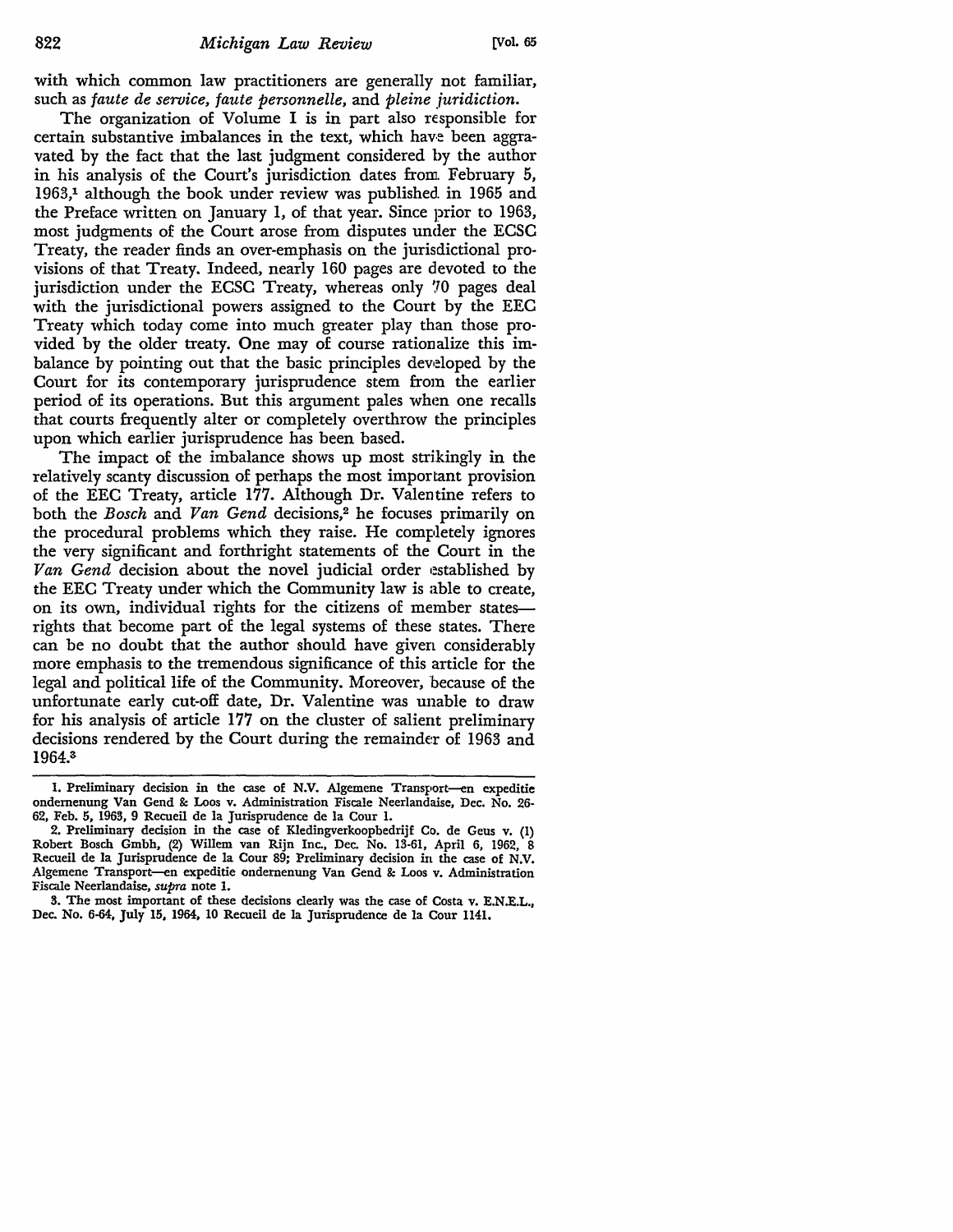with which common law practitioners are generally not familiar, such as *faute de service*, *faute personnelle*, and *pleine juridiction*.

The organization of Volume I is in part also responsible for certain substantive imbalances in the text, which have been aggravated by the fact that the last judgment considered by the author in his analysis of the Court's jurisdiction dates from February 5, 1963,[1] although the book under review was published in 1965 and the Preface written on January 1, of that year. Since prior to 1963, most judgments of the Court arose from disputes under the ECSC Treaty, the reader finds an over-emphasis on the jurisdictional provisions of that Treaty. Indeed, nearly 160 pages are devoted to the jurisdiction under the ECSC Treaty, whereas only 70 pages deal with the jurisdictional powers assigned to the Court by the EEC Treaty which today come into much greater play than those provided by the older treaty. One may of course rationalize this imbalance by pointing out that the basic principles developed by the Court for its contemporary jurisprudence stem from the earlier period of its operations. But this argument pales when one recalls that courts frequently alter or completely overthrow the principles upon which earlier jurisprudence has been based.

The impact of the imbalance shows up most strikingly in the relatively scanty discussion of perhaps the most important provision of the EEC Treaty, article 177. Although Dr. Valentine refers to both the *Bosch* and *Van Gend* decisions,[2] he focuses primarily on the procedural problems which they raise. He completely ignores the very significant and forthright statements of the Court in the *Van Gend* decision about the novel judicial order established by the EEC Treaty under which the Community law is able to create, on its own, individual rights for the citizens of member states—rights that become part of the legal systems of these states. There can be no doubt that the author should have given considerably more emphasis to the tremendous significance of this article for the legal and political life of the Community. Moreover, because of the unfortunate early cut-off date, Dr. Valentine was unable to draw for his analysis of article 177 on the cluster of salient preliminary decisions rendered by the Court during the remainder of 1963 and 1964.[3]

---

1. Preliminary decision in the case of N.V. Algemene Transport—en expeditie ondernenung Van Gend & Loos v. Administration Fiscale Neerlandaise, Dec. No. 26-62, Feb. 5, 1963, 9 Recueil de la Jurisprudence de la Cour 1.

2. Preliminary decision in the case of Kledingverkoopbedrijf Co. de Geus v. (1) Robert Bosch Gmbh, (2) Willem van Rijn Inc., Dec. No. 13-61, April 6, 1962, 8 Recueil de la Jurisprudence de la Cour 89; Preliminary decision in the case of N.V. Algemene Transport—en expeditie ondernenung Van Gend & Loos v. Administration Fiscale Neerlandaise, *supra* note 1.

3. The most important of these decisions clearly was the case of Costa v. E.N.E.L., Dec. No. 6-64, July 15, 1964, 10 Recueil de la Jurisprudence de la Cour 1141.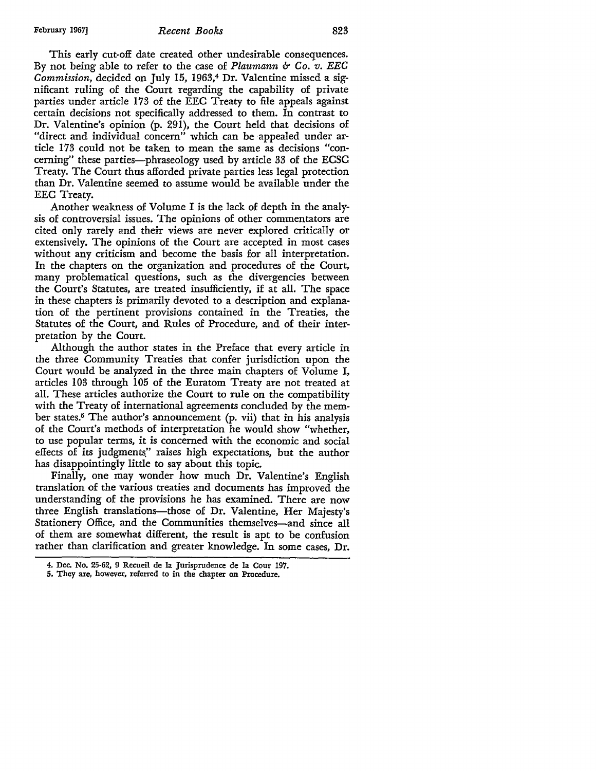This early cut-off date created other undesirable consequences. By not being able to refer to the case of *Plaumann & Co. v. EEC Commission*, decided on July 15, 1963,[4] Dr. Valentine missed a significant ruling of the Court regarding the capability of private parties under article 173 of the EEC Treaty to file appeals against certain decisions not specifically addressed to them. In contrast to Dr. Valentine's opinion (p. 291), the Court held that decisions of "direct and individual concern" which can be appealed under article 173 could not be taken to mean the same as decisions "concerning" these parties—phraseology used by article 33 of the ECSC Treaty. The Court thus afforded private parties less legal protection than Dr. Valentine seemed to assume would be available under the EEC Treaty.

Another weakness of Volume I is the lack of depth in the analysis of controversial issues. The opinions of other commentators are cited only rarely and their views are never explored critically or extensively. The opinions of the Court are accepted in most cases without any criticism and become the basis for all interpretation. In the chapters on the organization and procedures of the Court, many problematical questions, such as the divergencies between the Court's Statutes, are treated insufficiently, if at all. The space in these chapters is primarily devoted to a description and explanation of the pertinent provisions contained in the Treaties, the Statutes of the Court, and Rules of Procedure, and of their interpretation by the Court.

Although the author states in the Preface that every article in the three Community Treaties that confer jurisdiction upon the Court would be analyzed in the three main chapters of Volume I, articles 103 through 105 of the Euratom Treaty are not treated at all. These articles authorize the Court to rule on the compatibility with the Treaty of international agreements concluded by the member states.[5] The author's announcement (p. vii) that in his analysis of the Court's methods of interpretation he would show "whether, to use popular terms, it is concerned with the economic and social effects of its judgments" raises high expectations, but the author has disappointingly little to say about this topic.

Finally, one may wonder how much Dr. Valentine's English translation of the various treaties and documents has improved the understanding of the provisions he has examined. There are now three English translations—those of Dr. Valentine, Her Majesty's Stationery Office, and the Communities themselves—and since all of them are somewhat different, the result is apt to be confusion rather than clarification and greater knowledge. In some cases, Dr.

---

4. Dec. No. 25-62, 9 Recueil de la Jurisprudence de la Cour 197.

5. They are, however, referred to in the chapter on Procedure.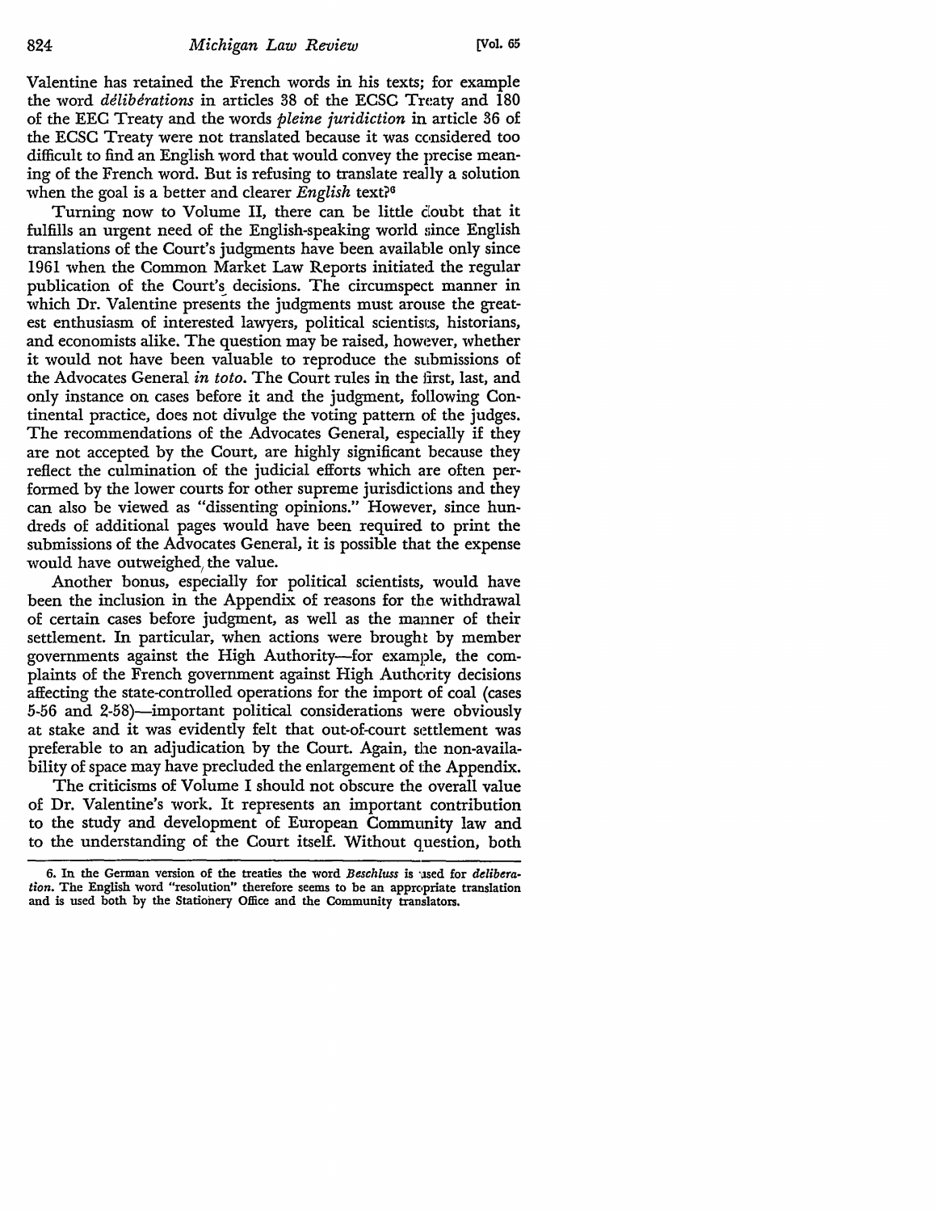Valentine has retained the French words in his texts; for example the word *délibérations* in articles 38 of the ECSC Treaty and 180 of the EEC Treaty and the words *pleine juridiction* in article 36 of the ECSC Treaty were not translated because it was considered too difficult to find an English word that would convey the precise meaning of the French word. But is refusing to translate really a solution when the goal is a better and clearer *English* text?[6]

Turning now to Volume II, there can be little doubt that it fulfills an urgent need of the English-speaking world since English translations of the Court's judgments have been available only since 1961 when the Common Market Law Reports initiated the regular publication of the Court's decisions. The circumspect manner in which Dr. Valentine presents the judgments must arouse the greatest enthusiasm of interested lawyers, political scientists, historians, and economists alike. The question may be raised, however, whether it would not have been valuable to reproduce the submissions of the Advocates General *in toto*. The Court rules in the first, last, and only instance on cases before it and the judgment, following Continental practice, does not divulge the voting pattern of the judges. The recommendations of the Advocates General, especially if they are not accepted by the Court, are highly significant because they reflect the culmination of the judicial efforts which are often performed by the lower courts for other supreme jurisdictions and they can also be viewed as "dissenting opinions." However, since hundreds of additional pages would have been required to print the submissions of the Advocates General, it is possible that the expense would have outweighed the value.

Another bonus, especially for political scientists, would have been the inclusion in the Appendix of reasons for the withdrawal of certain cases before judgment, as well as the manner of their settlement. In particular, when actions were brought by member governments against the High Authority—for example, the complaints of the French government against High Authority decisions affecting the state-controlled operations for the import of coal (cases 5-56 and 2-58)—important political considerations were obviously at stake and it was evidently felt that out-of-court settlement was preferable to an adjudication by the Court. Again, the non-availability of space may have precluded the enlargement of the Appendix.

The criticisms of Volume I should not obscure the overall value of Dr. Valentine's work. It represents an important contribution to the study and development of European Community law and to the understanding of the Court itself. Without question, both

6. In the German version of the treaties the word *Beschluss* is used for *deliberation*. The English word "resolution" therefore seems to be an appropriate translation and is used both by the Stationery Office and the Community translators.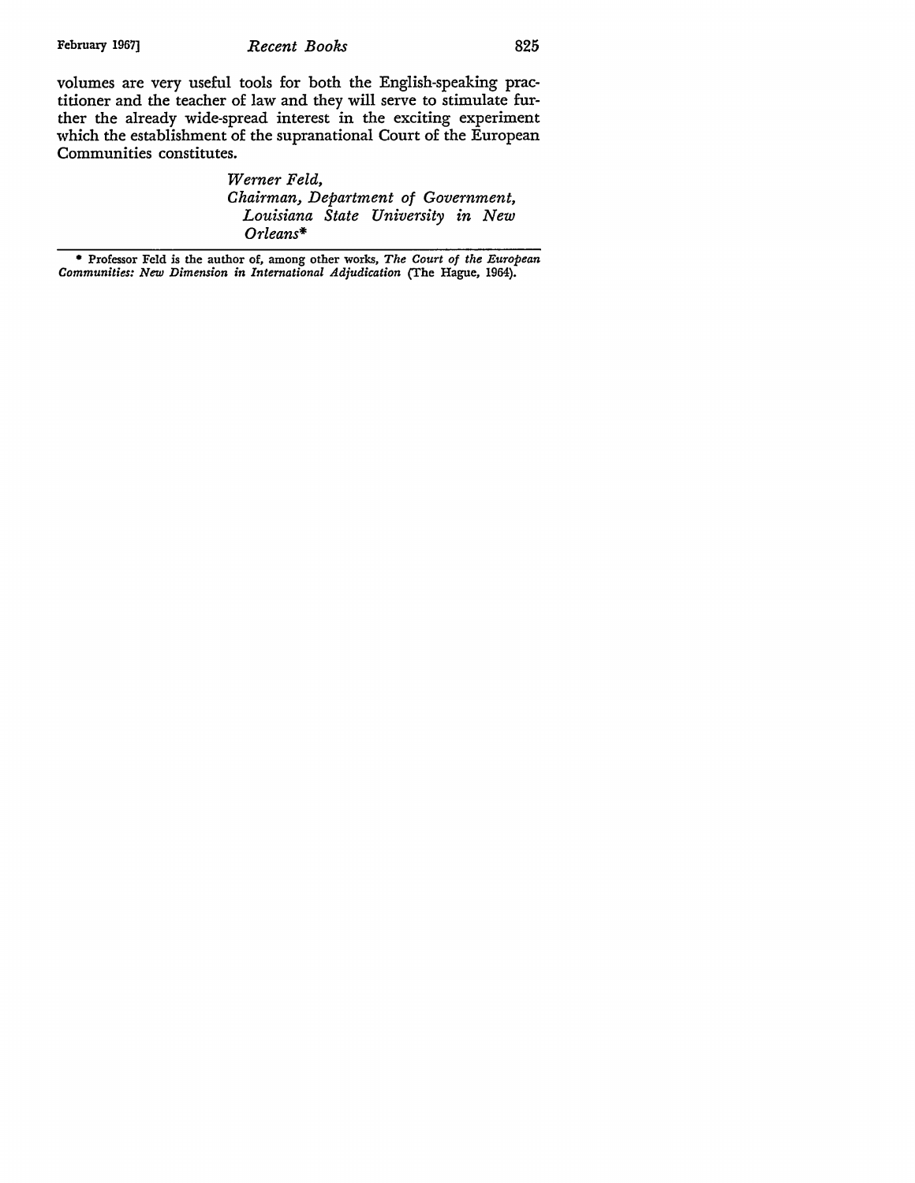volumes are very useful tools for both the English-speaking practitioner and the teacher of law and they will serve to stimulate further the already wide-spread interest in the exciting experiment which the establishment of the supranational Court of the European Communities constitutes.

*Werner Feld,*
*Chairman, Department of Government, Louisiana State University in New Orleans**

---

\* Professor Feld is the author of, among other works, *The Court of the European Communities: New Dimension in International Adjudication* (The Hague, 1964).